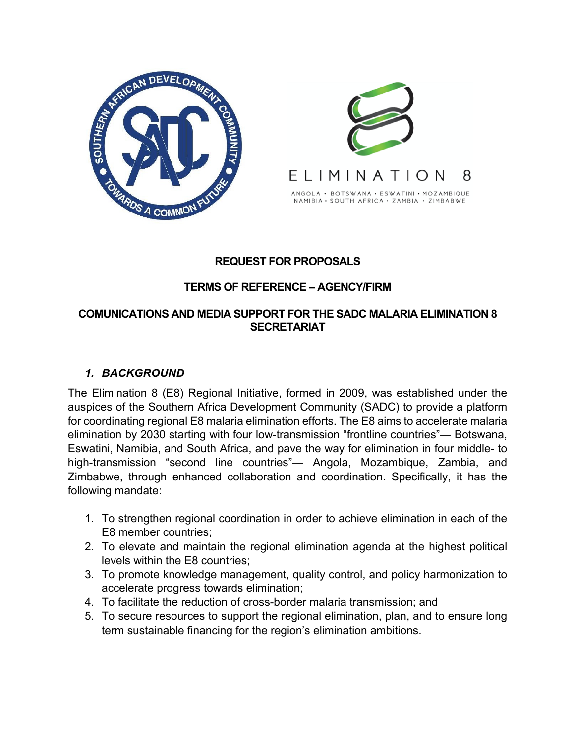ELIMINATION 8

ANGOLA • BOTSWANA • ESWATINI • MOZAMBIQUE
NAMIBIA • SOUTH AFRICA • ZAMBIA • ZIMBABWE

**REQUEST FOR PROPOSALS**

**TERMS OF REFERENCE – AGENCY/FIRM**

**COMUNICATIONS AND MEDIA SUPPORT FOR THE SADC MALARIA ELIMINATION 8 SECRETARIAT**

## *1. BACKGROUND*

The Elimination 8 (E8) Regional Initiative, formed in 2009, was established under the auspices of the Southern Africa Development Community (SADC) to provide a platform for coordinating regional E8 malaria elimination efforts. The E8 aims to accelerate malaria elimination by 2030 starting with four low-transmission "frontline countries"— Botswana, Eswatini, Namibia, and South Africa, and pave the way for elimination in four middle- to high-transmission "second line countries"— Angola, Mozambique, Zambia, and Zimbabwe, through enhanced collaboration and coordination. Specifically, it has the following mandate:

1. To strengthen regional coordination in order to achieve elimination in each of the E8 member countries;
2. To elevate and maintain the regional elimination agenda at the highest political levels within the E8 countries;
3. To promote knowledge management, quality control, and policy harmonization to accelerate progress towards elimination;
4. To facilitate the reduction of cross-border malaria transmission; and
5. To secure resources to support the regional elimination, plan, and to ensure long term sustainable financing for the region's elimination ambitions.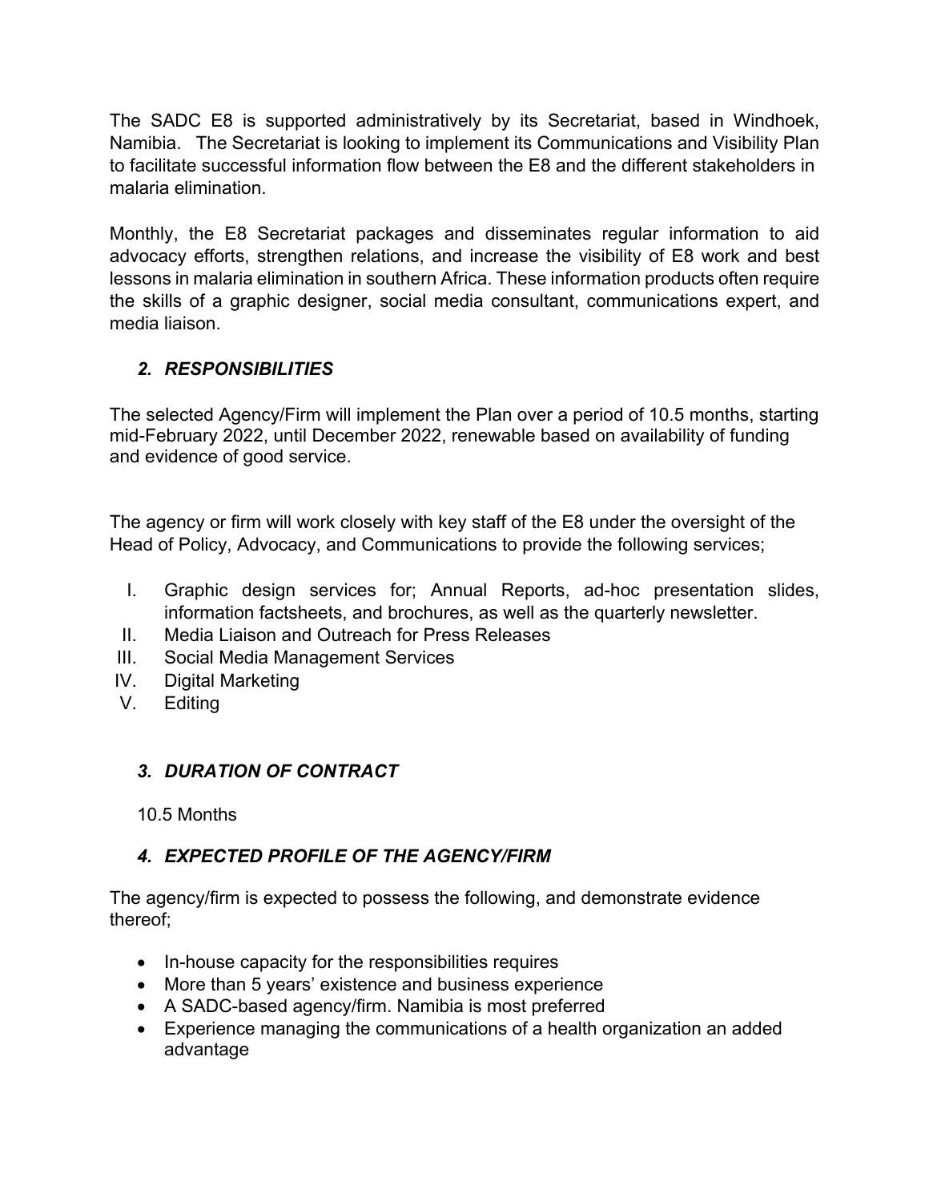The SADC E8 is supported administratively by its Secretariat, based in Windhoek, Namibia. The Secretariat is looking to implement its Communications and Visibility Plan to facilitate successful information flow between the E8 and the different stakeholders in malaria elimination.

Monthly, the E8 Secretariat packages and disseminates regular information to aid advocacy efforts, strengthen relations, and increase the visibility of E8 work and best lessons in malaria elimination in southern Africa. These information products often require the skills of a graphic designer, social media consultant, communications expert, and media liaison.

## *2. RESPONSIBILITIES*

The selected Agency/Firm will implement the Plan over a period of 10.5 months, starting mid-February 2022, until December 2022, renewable based on availability of funding and evidence of good service.

The agency or firm will work closely with key staff of the E8 under the oversight of the Head of Policy, Advocacy, and Communications to provide the following services;

I. Graphic design services for; Annual Reports, ad-hoc presentation slides, information factsheets, and brochures, as well as the quarterly newsletter.
II. Media Liaison and Outreach for Press Releases
III. Social Media Management Services
IV. Digital Marketing
V. Editing

## *3. DURATION OF CONTRACT*

10.5 Months

## *4. EXPECTED PROFILE OF THE AGENCY/FIRM*

The agency/firm is expected to possess the following, and demonstrate evidence thereof;

- In-house capacity for the responsibilities requires
- More than 5 years' existence and business experience
- A SADC-based agency/firm. Namibia is most preferred
- Experience managing the communications of a health organization an added advantage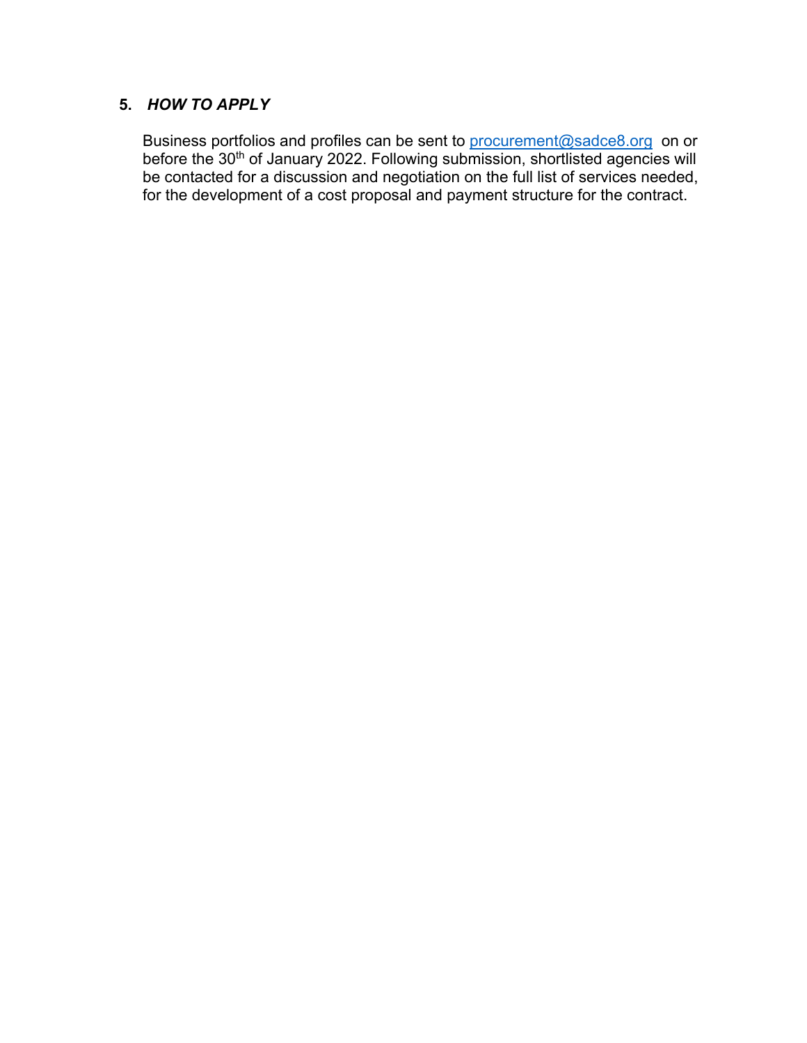## 5. ***HOW TO APPLY***

Business portfolios and profiles can be sent to procurement@sadce8.org on or before the 30th of January 2022. Following submission, shortlisted agencies will be contacted for a discussion and negotiation on the full list of services needed, for the development of a cost proposal and payment structure for the contract.